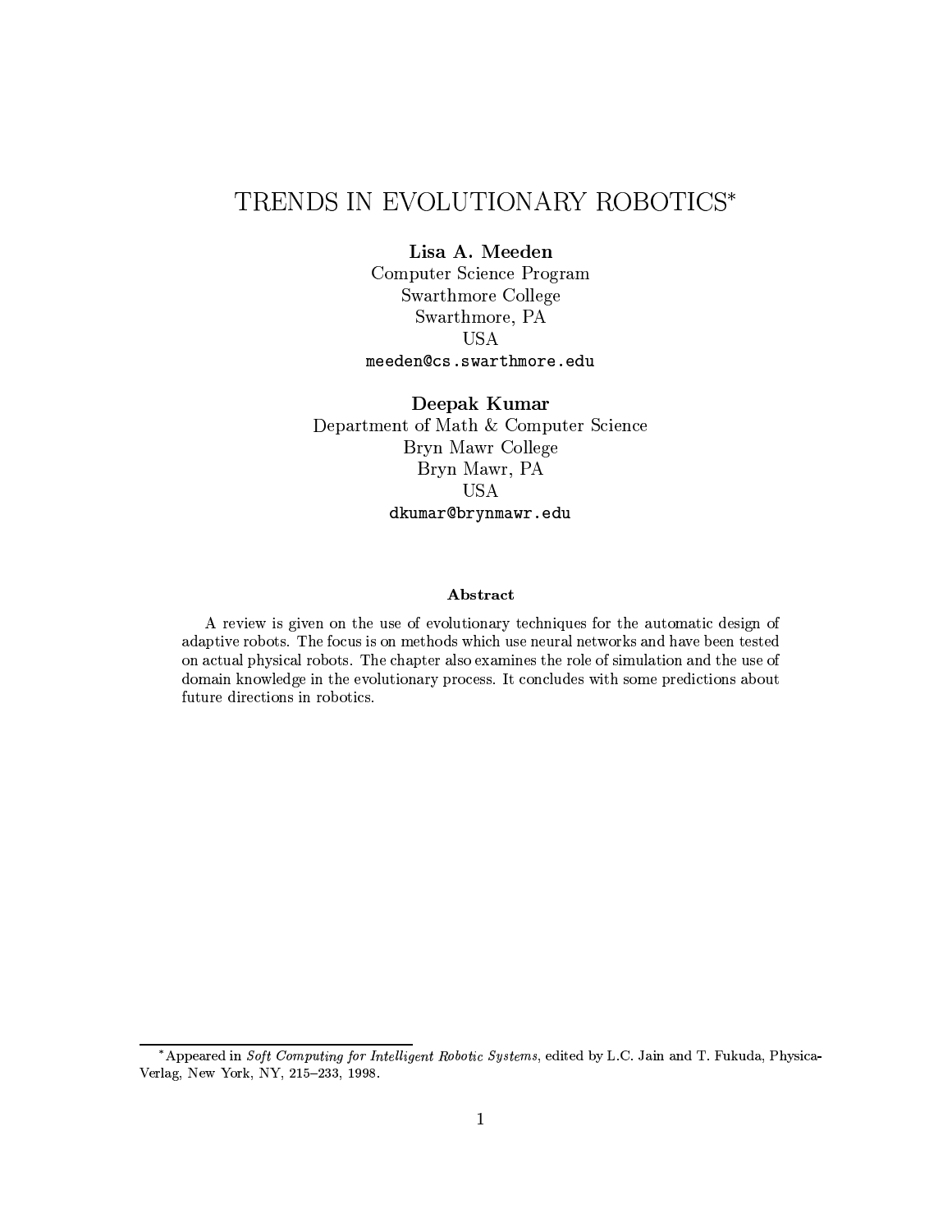# TRENDS IN EVOLUTIONARY ROBOTICS*

**Lisa A. Meeden**
Computer Science Program
Swarthmore College
Swarthmore, PA
USA
`meeden@cs.swarthmore.edu`

**Deepak Kumar**
Department of Math & Computer Science
Bryn Mawr College
Bryn Mawr, PA
USA
`dkumar@brynmawr.edu`

### Abstract

A review is given on the use of evolutionary techniques for the automatic design of adaptive robots. The focus is on methods which use neural networks and have been tested on actual physical robots. The chapter also examines the role of simulation and the use of domain knowledge in the evolutionary process. It concludes with some predictions about future directions in robotics.

---

*Appeared in *Soft Computing for Intelligent Robotic Systems*, edited by L.C. Jain and T. Fukuda, Physica-Verlag, New York, NY, 215–233, 1998.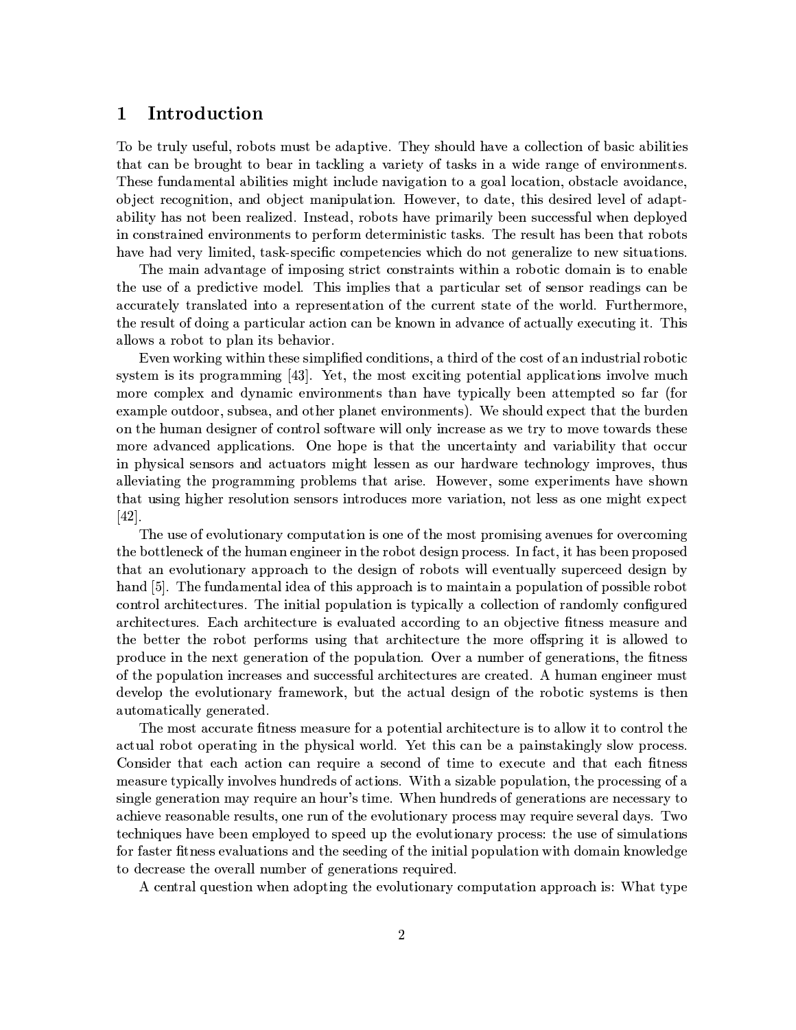# 1 Introduction

To be truly useful, robots must be adaptive. They should have a collection of basic abilities that can be brought to bear in tackling a variety of tasks in a wide range of environments. These fundamental abilities might include navigation to a goal location, obstacle avoidance, object recognition, and object manipulation. However, to date, this desired level of adaptability has not been realized. Instead, robots have primarily been successful when deployed in constrained environments to perform deterministic tasks. The result has been that robots have had very limited, task-specific competencies which do not generalize to new situations.

The main advantage of imposing strict constraints within a robotic domain is to enable the use of a predictive model. This implies that a particular set of sensor readings can be accurately translated into a representation of the current state of the world. Furthermore, the result of doing a particular action can be known in advance of actually executing it. This allows a robot to plan its behavior.

Even working within these simplified conditions, a third of the cost of an industrial robotic system is its programming [43]. Yet, the most exciting potential applications involve much more complex and dynamic environments than have typically been attempted so far (for example outdoor, subsea, and other planet environments). We should expect that the burden on the human designer of control software will only increase as we try to move towards these more advanced applications. One hope is that the uncertainty and variability that occur in physical sensors and actuators might lessen as our hardware technology improves, thus alleviating the programming problems that arise. However, some experiments have shown that using higher resolution sensors introduces more variation, not less as one might expect [42].

The use of evolutionary computation is one of the most promising avenues for overcoming the bottleneck of the human engineer in the robot design process. In fact, it has been proposed that an evolutionary approach to the design of robots will eventually superceed design by hand [5]. The fundamental idea of this approach is to maintain a population of possible robot control architectures. The initial population is typically a collection of randomly configured architectures. Each architecture is evaluated according to an objective fitness measure and the better the robot performs using that architecture the more offspring it is allowed to produce in the next generation of the population. Over a number of generations, the fitness of the population increases and successful architectures are created. A human engineer must develop the evolutionary framework, but the actual design of the robotic systems is then automatically generated.

The most accurate fitness measure for a potential architecture is to allow it to control the actual robot operating in the physical world. Yet this can be a painstakingly slow process. Consider that each action can require a second of time to execute and that each fitness measure typically involves hundreds of actions. With a sizable population, the processing of a single generation may require an hour's time. When hundreds of generations are necessary to achieve reasonable results, one run of the evolutionary process may require several days. Two techniques have been employed to speed up the evolutionary process: the use of simulations for faster fitness evaluations and the seeding of the initial population with domain knowledge to decrease the overall number of generations required.

A central question when adopting the evolutionary computation approach is: What type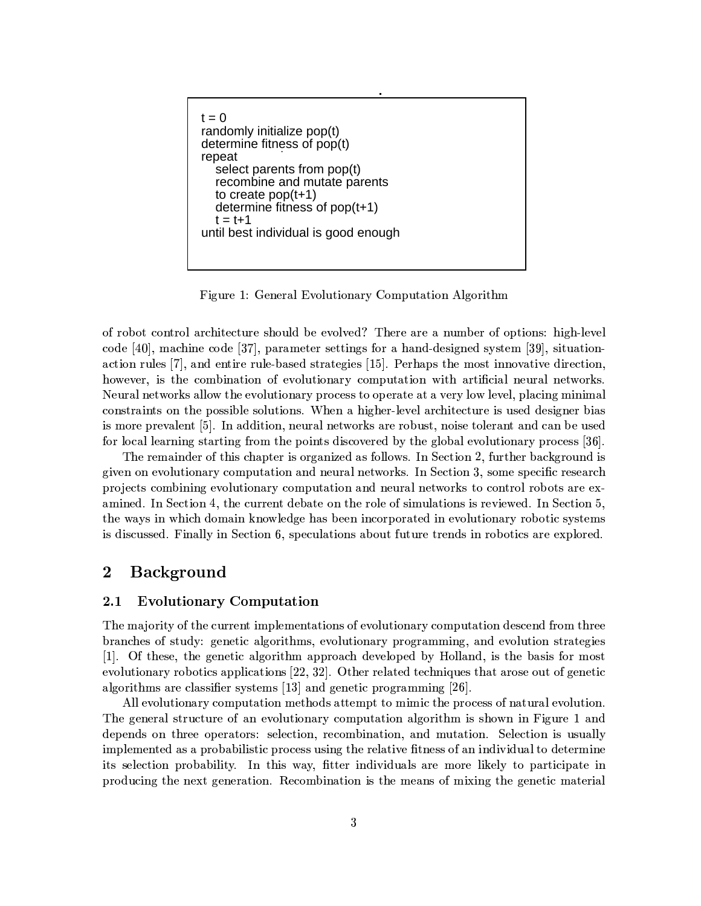```
t = 0
randomly initialize pop(t)
determine fitness of pop(t)
repeat
   select parents from pop(t)
   recombine and mutate parents
   to create pop(t+1)
   determine fitness of pop(t+1)
   t = t+1
until best individual is good enough
```

Figure 1: General Evolutionary Computation Algorithm

of robot control architecture should be evolved? There are a number of options: high-level code [40], machine code [37], parameter settings for a hand-designed system [39], situation-action rules [7], and entire rule-based strategies [15]. Perhaps the most innovative direction, however, is the combination of evolutionary computation with artificial neural networks. Neural networks allow the evolutionary process to operate at a very low level, placing minimal constraints on the possible solutions. When a higher-level architecture is used designer bias is more prevalent [5]. In addition, neural networks are robust, noise tolerant and can be used for local learning starting from the points discovered by the global evolutionary process [36].

The remainder of this chapter is organized as follows. In Section 2, further background is given on evolutionary computation and neural networks. In Section 3, some specific research projects combining evolutionary computation and neural networks to control robots are examined. In Section 4, the current debate on the role of simulations is reviewed. In Section 5, the ways in which domain knowledge has been incorporated in evolutionary robotic systems is discussed. Finally in Section 6, speculations about future trends in robotics are explored.

# 2 Background

## 2.1 Evolutionary Computation

The majority of the current implementations of evolutionary computation descend from three branches of study: genetic algorithms, evolutionary programming, and evolution strategies [1]. Of these, the genetic algorithm approach developed by Holland, is the basis for most evolutionary robotics applications [22, 32]. Other related techniques that arose out of genetic algorithms are classifier systems [13] and genetic programming [26].

All evolutionary computation methods attempt to mimic the process of natural evolution. The general structure of an evolutionary computation algorithm is shown in Figure 1 and depends on three operators: selection, recombination, and mutation. Selection is usually implemented as a probabilistic process using the relative fitness of an individual to determine its selection probability. In this way, fitter individuals are more likely to participate in producing the next generation. Recombination is the means of mixing the genetic material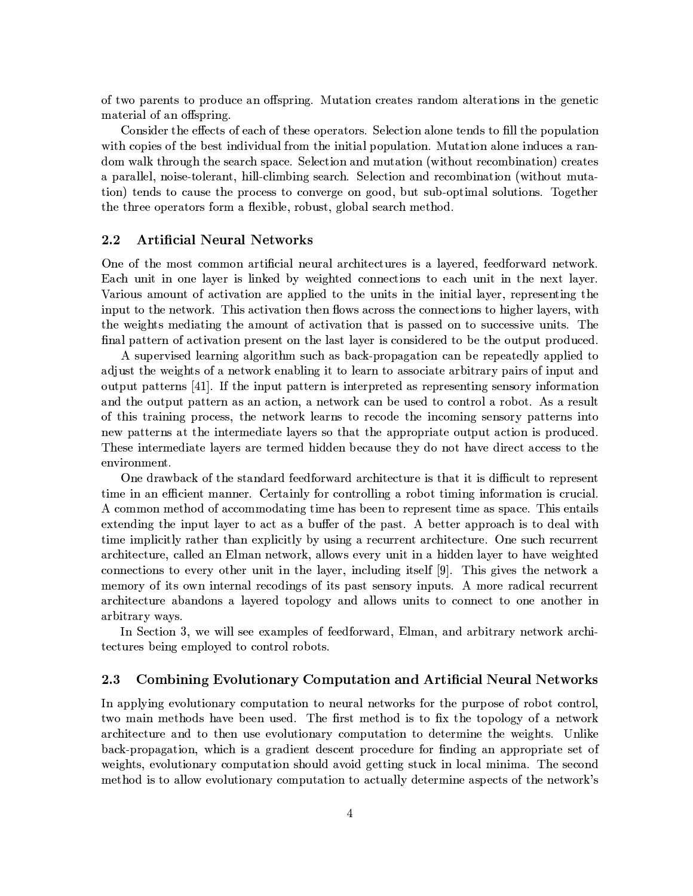of two parents to produce an offspring. Mutation creates random alterations in the genetic material of an offspring.

Consider the effects of each of these operators. Selection alone tends to fill the population with copies of the best individual from the initial population. Mutation alone induces a random walk through the search space. Selection and mutation (without recombination) creates a parallel, noise-tolerant, hill-climbing search. Selection and recombination (without mutation) tends to cause the process to converge on good, but sub-optimal solutions. Together the three operators form a flexible, robust, global search method.

## 2.2 Artificial Neural Networks

One of the most common artificial neural architectures is a layered, feedforward network. Each unit in one layer is linked by weighted connections to each unit in the next layer. Various amount of activation are applied to the units in the initial layer, representing the input to the network. This activation then flows across the connections to higher layers, with the weights mediating the amount of activation that is passed on to successive units. The final pattern of activation present on the last layer is considered to be the output produced.

A supervised learning algorithm such as back-propagation can be repeatedly applied to adjust the weights of a network enabling it to learn to associate arbitrary pairs of input and output patterns [41]. If the input pattern is interpreted as representing sensory information and the output pattern as an action, a network can be used to control a robot. As a result of this training process, the network learns to recode the incoming sensory patterns into new patterns at the intermediate layers so that the appropriate output action is produced. These intermediate layers are termed hidden because they do not have direct access to the environment.

One drawback of the standard feedforward architecture is that it is difficult to represent time in an efficient manner. Certainly for controlling a robot timing information is crucial. A common method of accommodating time has been to represent time as space. This entails extending the input layer to act as a buffer of the past. A better approach is to deal with time implicitly rather than explicitly by using a recurrent architecture. One such recurrent architecture, called an Elman network, allows every unit in a hidden layer to have weighted connections to every other unit in the layer, including itself [9]. This gives the network a memory of its own internal recodings of its past sensory inputs. A more radical recurrent architecture abandons a layered topology and allows units to connect to one another in arbitrary ways.

In Section 3, we will see examples of feedforward, Elman, and arbitrary network architectures being employed to control robots.

## 2.3 Combining Evolutionary Computation and Artificial Neural Networks

In applying evolutionary computation to neural networks for the purpose of robot control, two main methods have been used. The first method is to fix the topology of a network architecture and to then use evolutionary computation to determine the weights. Unlike back-propagation, which is a gradient descent procedure for finding an appropriate set of weights, evolutionary computation should avoid getting stuck in local minima. The second method is to allow evolutionary computation to actually determine aspects of the network's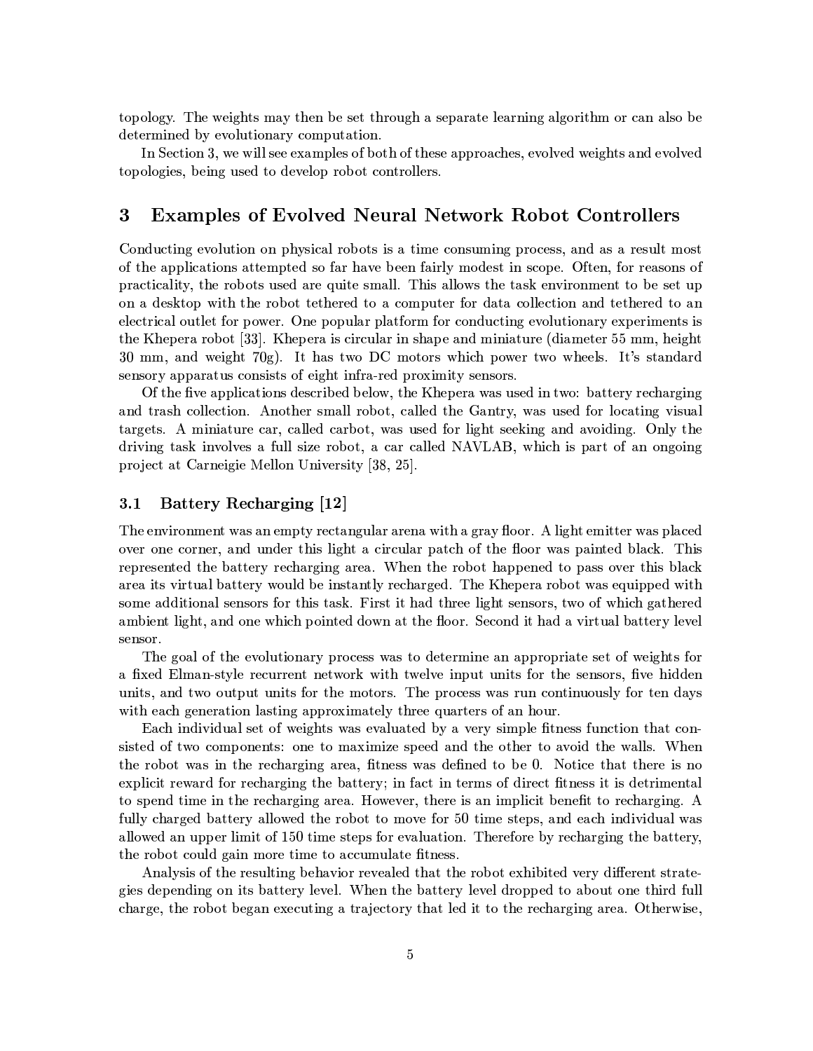topology. The weights may then be set through a separate learning algorithm or can also be determined by evolutionary computation.

In Section 3, we will see examples of both of these approaches, evolved weights and evolved topologies, being used to develop robot controllers.

# 3 Examples of Evolved Neural Network Robot Controllers

Conducting evolution on physical robots is a time consuming process, and as a result most of the applications attempted so far have been fairly modest in scope. Often, for reasons of practicality, the robots used are quite small. This allows the task environment to be set up on a desktop with the robot tethered to a computer for data collection and tethered to an electrical outlet for power. One popular platform for conducting evolutionary experiments is the Khepera robot [33]. Khepera is circular in shape and miniature (diameter 55 mm, height 30 mm, and weight 70g). It has two DC motors which power two wheels. It's standard sensory apparatus consists of eight infra-red proximity sensors.

Of the five applications described below, the Khepera was used in two: battery recharging and trash collection. Another small robot, called the Gantry, was used for locating visual targets. A miniature car, called carbot, was used for light seeking and avoiding. Only the driving task involves a full size robot, a car called NAVLAB, which is part of an ongoing project at Carneigie Mellon University [38, 25].

## 3.1 Battery Recharging [12]

The environment was an empty rectangular arena with a gray floor. A light emitter was placed over one corner, and under this light a circular patch of the floor was painted black. This represented the battery recharging area. When the robot happened to pass over this black area its virtual battery would be instantly recharged. The Khepera robot was equipped with some additional sensors for this task. First it had three light sensors, two of which gathered ambient light, and one which pointed down at the floor. Second it had a virtual battery level sensor.

The goal of the evolutionary process was to determine an appropriate set of weights for a fixed Elman-style recurrent network with twelve input units for the sensors, five hidden units, and two output units for the motors. The process was run continuously for ten days with each generation lasting approximately three quarters of an hour.

Each individual set of weights was evaluated by a very simple fitness function that consisted of two components: one to maximize speed and the other to avoid the walls. When the robot was in the recharging area, fitness was defined to be 0. Notice that there is no explicit reward for recharging the battery; in fact in terms of direct fitness it is detrimental to spend time in the recharging area. However, there is an implicit benefit to recharging. A fully charged battery allowed the robot to move for 50 time steps, and each individual was allowed an upper limit of 150 time steps for evaluation. Therefore by recharging the battery, the robot could gain more time to accumulate fitness.

Analysis of the resulting behavior revealed that the robot exhibited very different strategies depending on its battery level. When the battery level dropped to about one third full charge, the robot began executing a trajectory that led it to the recharging area. Otherwise,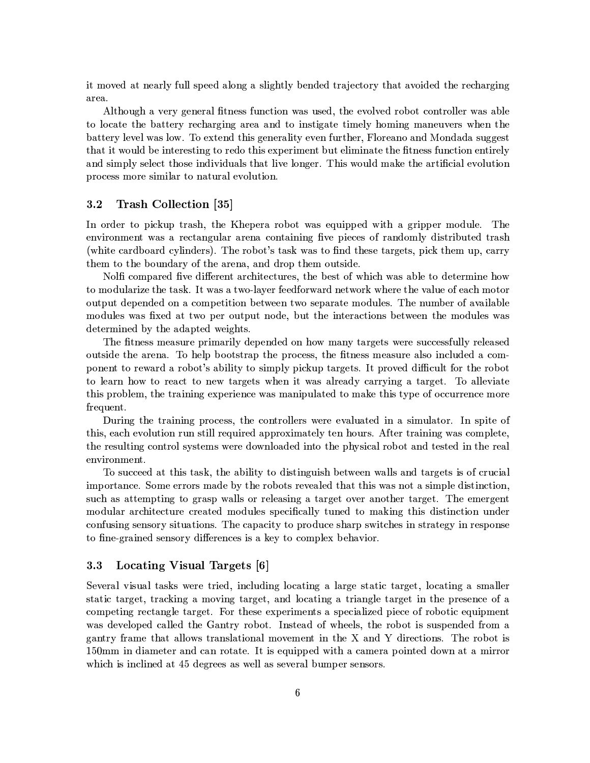it moved at nearly full speed along a slightly bended trajectory that avoided the recharging area.

Although a very general fitness function was used, the evolved robot controller was able to locate the battery recharging area and to instigate timely homing maneuvers when the battery level was low. To extend this generality even further, Floreano and Mondada suggest that it would be interesting to redo this experiment but eliminate the fitness function entirely and simply select those individuals that live longer. This would make the artificial evolution process more similar to natural evolution.

### 3.2 Trash Collection [35]

In order to pickup trash, the Khepera robot was equipped with a gripper module. The environment was a rectangular arena containing five pieces of randomly distributed trash (white cardboard cylinders). The robot's task was to find these targets, pick them up, carry them to the boundary of the arena, and drop them outside.

Nolfi compared five different architectures, the best of which was able to determine how to modularize the task. It was a two-layer feedforward network where the value of each motor output depended on a competition between two separate modules. The number of available modules was fixed at two per output node, but the interactions between the modules was determined by the adapted weights.

The fitness measure primarily depended on how many targets were successfully released outside the arena. To help bootstrap the process, the fitness measure also included a component to reward a robot's ability to simply pickup targets. It proved difficult for the robot to learn how to react to new targets when it was already carrying a target. To alleviate this problem, the training experience was manipulated to make this type of occurrence more frequent.

During the training process, the controllers were evaluated in a simulator. In spite of this, each evolution run still required approximately ten hours. After training was complete, the resulting control systems were downloaded into the physical robot and tested in the real environment.

To succeed at this task, the ability to distinguish between walls and targets is of crucial importance. Some errors made by the robots revealed that this was not a simple distinction, such as attempting to grasp walls or releasing a target over another target. The emergent modular architecture created modules specifically tuned to making this distinction under confusing sensory situations. The capacity to produce sharp switches in strategy in response to fine-grained sensory differences is a key to complex behavior.

### 3.3 Locating Visual Targets [6]

Several visual tasks were tried, including locating a large static target, locating a smaller static target, tracking a moving target, and locating a triangle target in the presence of a competing rectangle target. For these experiments a specialized piece of robotic equipment was developed called the Gantry robot. Instead of wheels, the robot is suspended from a gantry frame that allows translational movement in the X and Y directions. The robot is 150mm in diameter and can rotate. It is equipped with a camera pointed down at a mirror which is inclined at 45 degrees as well as several bumper sensors.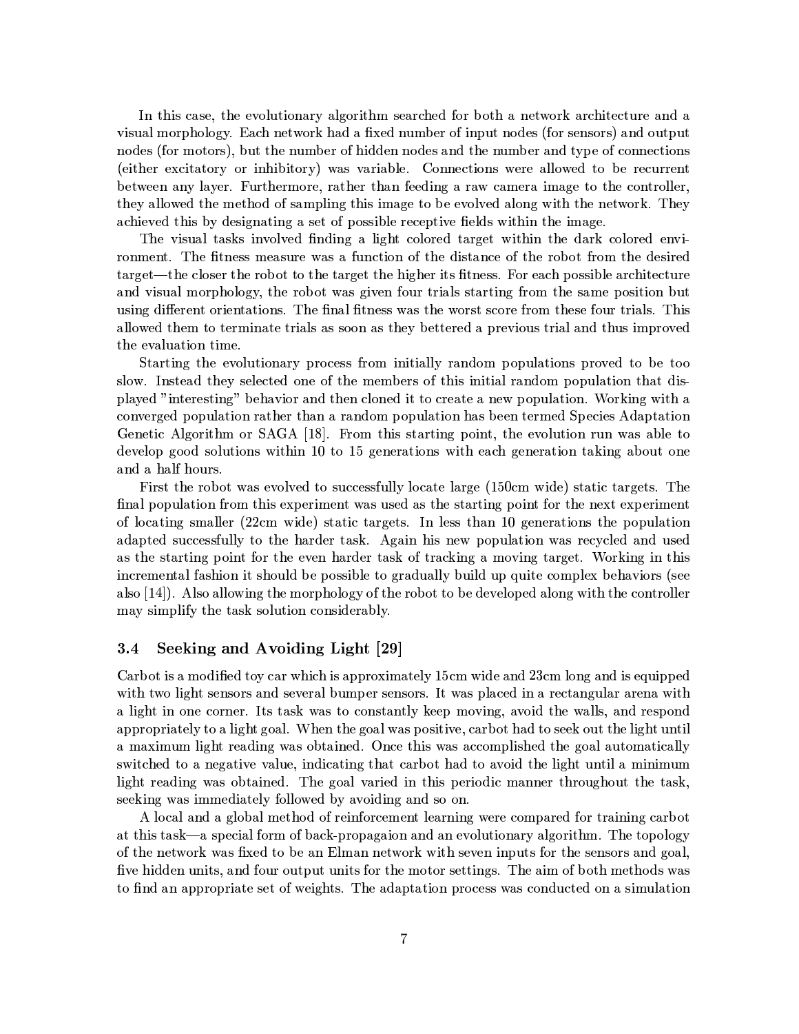In this case, the evolutionary algorithm searched for both a network architecture and a visual morphology. Each network had a fixed number of input nodes (for sensors) and output nodes (for motors), but the number of hidden nodes and the number and type of connections (either excitatory or inhibitory) was variable. Connections were allowed to be recurrent between any layer. Furthermore, rather than feeding a raw camera image to the controller, they allowed the method of sampling this image to be evolved along with the network. They achieved this by designating a set of possible receptive fields within the image.

The visual tasks involved finding a light colored target within the dark colored environment. The fitness measure was a function of the distance of the robot from the desired target—the closer the robot to the target the higher its fitness. For each possible architecture and visual morphology, the robot was given four trials starting from the same position but using different orientations. The final fitness was the worst score from these four trials. This allowed them to terminate trials as soon as they bettered a previous trial and thus improved the evaluation time.

Starting the evolutionary process from initially random populations proved to be too slow. Instead they selected one of the members of this initial random population that displayed "interesting" behavior and then cloned it to create a new population. Working with a converged population rather than a random population has been termed Species Adaptation Genetic Algorithm or SAGA [18]. From this starting point, the evolution run was able to develop good solutions within 10 to 15 generations with each generation taking about one and a half hours.

First the robot was evolved to successfully locate large (150cm wide) static targets. The final population from this experiment was used as the starting point for the next experiment of locating smaller (22cm wide) static targets. In less than 10 generations the population adapted successfully to the harder task. Again his new population was recycled and used as the starting point for the even harder task of tracking a moving target. Working in this incremental fashion it should be possible to gradually build up quite complex behaviors (see also [14]). Also allowing the morphology of the robot to be developed along with the controller may simplify the task solution considerably.

### 3.4 Seeking and Avoiding Light [29]

Carbot is a modified toy car which is approximately 15cm wide and 23cm long and is equipped with two light sensors and several bumper sensors. It was placed in a rectangular arena with a light in one corner. Its task was to constantly keep moving, avoid the walls, and respond appropriately to a light goal. When the goal was positive, carbot had to seek out the light until a maximum light reading was obtained. Once this was accomplished the goal automatically switched to a negative value, indicating that carbot had to avoid the light until a minimum light reading was obtained. The goal varied in this periodic manner throughout the task, seeking was immediately followed by avoiding and so on.

A local and a global method of reinforcement learning were compared for training carbot at this task—a special form of back-propagaion and an evolutionary algorithm. The topology of the network was fixed to be an Elman network with seven inputs for the sensors and goal, five hidden units, and four output units for the motor settings. The aim of both methods was to find an appropriate set of weights. The adaptation process was conducted on a simulation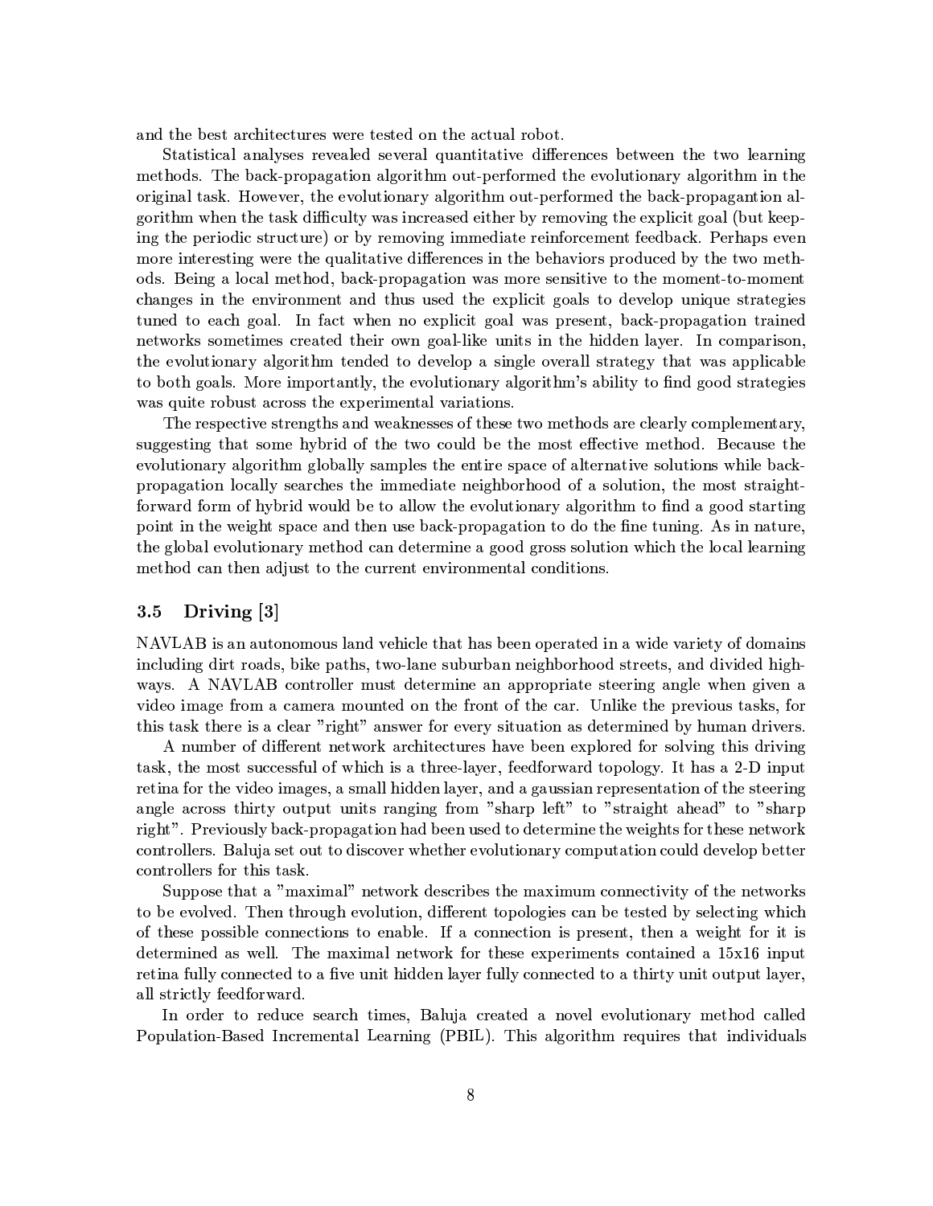and the best architectures were tested on the actual robot.

Statistical analyses revealed several quantitative differences between the two learning methods. The back-propagation algorithm out-performed the evolutionary algorithm in the original task. However, the evolutionary algorithm out-performed the back-propagantion algorithm when the task difficulty was increased either by removing the explicit goal (but keeping the periodic structure) or by removing immediate reinforcement feedback. Perhaps even more interesting were the qualitative differences in the behaviors produced by the two methods. Being a local method, back-propagation was more sensitive to the moment-to-moment changes in the environment and thus used the explicit goals to develop unique strategies tuned to each goal. In fact when no explicit goal was present, back-propagation trained networks sometimes created their own goal-like units in the hidden layer. In comparison, the evolutionary algorithm tended to develop a single overall strategy that was applicable to both goals. More importantly, the evolutionary algorithm's ability to find good strategies was quite robust across the experimental variations.

The respective strengths and weaknesses of these two methods are clearly complementary, suggesting that some hybrid of the two could be the most effective method. Because the evolutionary algorithm globally samples the entire space of alternative solutions while back-propagation locally searches the immediate neighborhood of a solution, the most straightforward form of hybrid would be to allow the evolutionary algorithm to find a good starting point in the weight space and then use back-propagation to do the fine tuning. As in nature, the global evolutionary method can determine a good gross solution which the local learning method can then adjust to the current environmental conditions.

### 3.5 Driving [3]

NAVLAB is an autonomous land vehicle that has been operated in a wide variety of domains including dirt roads, bike paths, two-lane suburban neighborhood streets, and divided highways. A NAVLAB controller must determine an appropriate steering angle when given a video image from a camera mounted on the front of the car. Unlike the previous tasks, for this task there is a clear "right" answer for every situation as determined by human drivers.

A number of different network architectures have been explored for solving this driving task, the most successful of which is a three-layer, feedforward topology. It has a 2-D input retina for the video images, a small hidden layer, and a gaussian representation of the steering angle across thirty output units ranging from "sharp left" to "straight ahead" to "sharp right". Previously back-propagation had been used to determine the weights for these network controllers. Baluja set out to discover whether evolutionary computation could develop better controllers for this task.

Suppose that a "maximal" network describes the maximum connectivity of the networks to be evolved. Then through evolution, different topologies can be tested by selecting which of these possible connections to enable. If a connection is present, then a weight for it is determined as well. The maximal network for these experiments contained a 15x16 input retina fully connected to a five unit hidden layer fully connected to a thirty unit output layer, all strictly feedforward.

In order to reduce search times, Baluja created a novel evolutionary method called Population-Based Incremental Learning (PBIL). This algorithm requires that individuals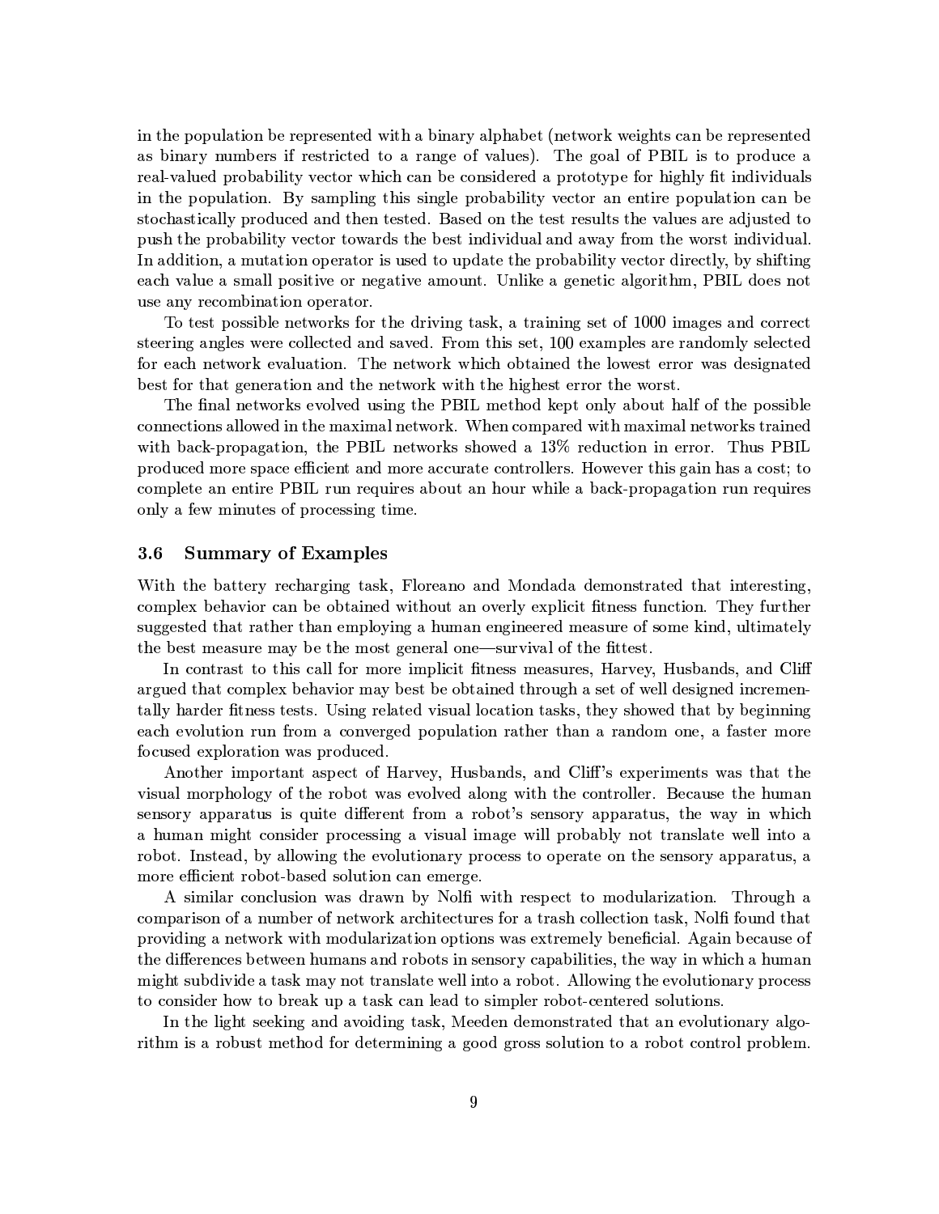in the population be represented with a binary alphabet (network weights can be represented as binary numbers if restricted to a range of values). The goal of PBIL is to produce a real-valued probability vector which can be considered a prototype for highly fit individuals in the population. By sampling this single probability vector an entire population can be stochastically produced and then tested. Based on the test results the values are adjusted to push the probability vector towards the best individual and away from the worst individual. In addition, a mutation operator is used to update the probability vector directly, by shifting each value a small positive or negative amount. Unlike a genetic algorithm, PBIL does not use any recombination operator.

To test possible networks for the driving task, a training set of 1000 images and correct steering angles were collected and saved. From this set, 100 examples are randomly selected for each network evaluation. The network which obtained the lowest error was designated best for that generation and the network with the highest error the worst.

The final networks evolved using the PBIL method kept only about half of the possible connections allowed in the maximal network. When compared with maximal networks trained with back-propagation, the PBIL networks showed a 13% reduction in error. Thus PBIL produced more space efficient and more accurate controllers. However this gain has a cost; to complete an entire PBIL run requires about an hour while a back-propagation run requires only a few minutes of processing time.

### 3.6 Summary of Examples

With the battery recharging task, Floreano and Mondada demonstrated that interesting, complex behavior can be obtained without an overly explicit fitness function. They further suggested that rather than employing a human engineered measure of some kind, ultimately the best measure may be the most general one—survival of the fittest.

In contrast to this call for more implicit fitness measures, Harvey, Husbands, and Cliff argued that complex behavior may best be obtained through a set of well designed incrementally harder fitness tests. Using related visual location tasks, they showed that by beginning each evolution run from a converged population rather than a random one, a faster more focused exploration was produced.

Another important aspect of Harvey, Husbands, and Cliff's experiments was that the visual morphology of the robot was evolved along with the controller. Because the human sensory apparatus is quite different from a robot's sensory apparatus, the way in which a human might consider processing a visual image will probably not translate well into a robot. Instead, by allowing the evolutionary process to operate on the sensory apparatus, a more efficient robot-based solution can emerge.

A similar conclusion was drawn by Nolfi with respect to modularization. Through a comparison of a number of network architectures for a trash collection task, Nolfi found that providing a network with modularization options was extremely beneficial. Again because of the differences between humans and robots in sensory capabilities, the way in which a human might subdivide a task may not translate well into a robot. Allowing the evolutionary process to consider how to break up a task can lead to simpler robot-centered solutions.

In the light seeking and avoiding task, Meeden demonstrated that an evolutionary algorithm is a robust method for determining a good gross solution to a robot control problem.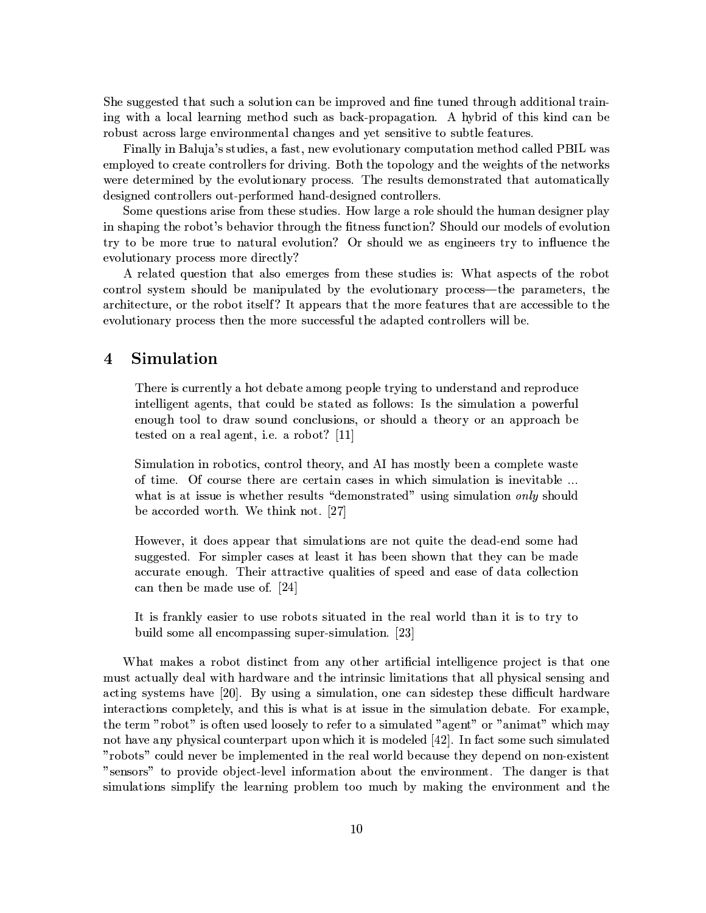She suggested that such a solution can be improved and fine tuned through additional training with a local learning method such as back-propagation. A hybrid of this kind can be robust across large environmental changes and yet sensitive to subtle features.

Finally in Baluja's studies, a fast, new evolutionary computation method called PBIL was employed to create controllers for driving. Both the topology and the weights of the networks were determined by the evolutionary process. The results demonstrated that automatically designed controllers out-performed hand-designed controllers.

Some questions arise from these studies. How large a role should the human designer play in shaping the robot's behavior through the fitness function? Should our models of evolution try to be more true to natural evolution? Or should we as engineers try to influence the evolutionary process more directly?

A related question that also emerges from these studies is: What aspects of the robot control system should be manipulated by the evolutionary process—the parameters, the architecture, or the robot itself? It appears that the more features that are accessible to the evolutionary process then the more successful the adapted controllers will be.

# 4 Simulation

> There is currently a hot debate among people trying to understand and reproduce intelligent agents, that could be stated as follows: Is the simulation a powerful enough tool to draw sound conclusions, or should a theory or an approach be tested on a real agent, i.e. a robot? [11]

> Simulation in robotics, control theory, and AI has mostly been a complete waste of time. Of course there are certain cases in which simulation is inevitable ... what is at issue is whether results "demonstrated" using simulation *only* should be accorded worth. We think not. [27]

> However, it does appear that simulations are not quite the dead-end some had suggested. For simpler cases at least it has been shown that they can be made accurate enough. Their attractive qualities of speed and ease of data collection can then be made use of. [24]

> It is frankly easier to use robots situated in the real world than it is to try to build some all encompassing super-simulation. [23]

What makes a robot distinct from any other artificial intelligence project is that one must actually deal with hardware and the intrinsic limitations that all physical sensing and acting systems have [20]. By using a simulation, one can sidestep these difficult hardware interactions completely, and this is what is at issue in the simulation debate. For example, the term "robot" is often used loosely to refer to a simulated "agent" or "animat" which may not have any physical counterpart upon which it is modeled [42]. In fact some such simulated "robots" could never be implemented in the real world because they depend on non-existent "sensors" to provide object-level information about the environment. The danger is that simulations simplify the learning problem too much by making the environment and the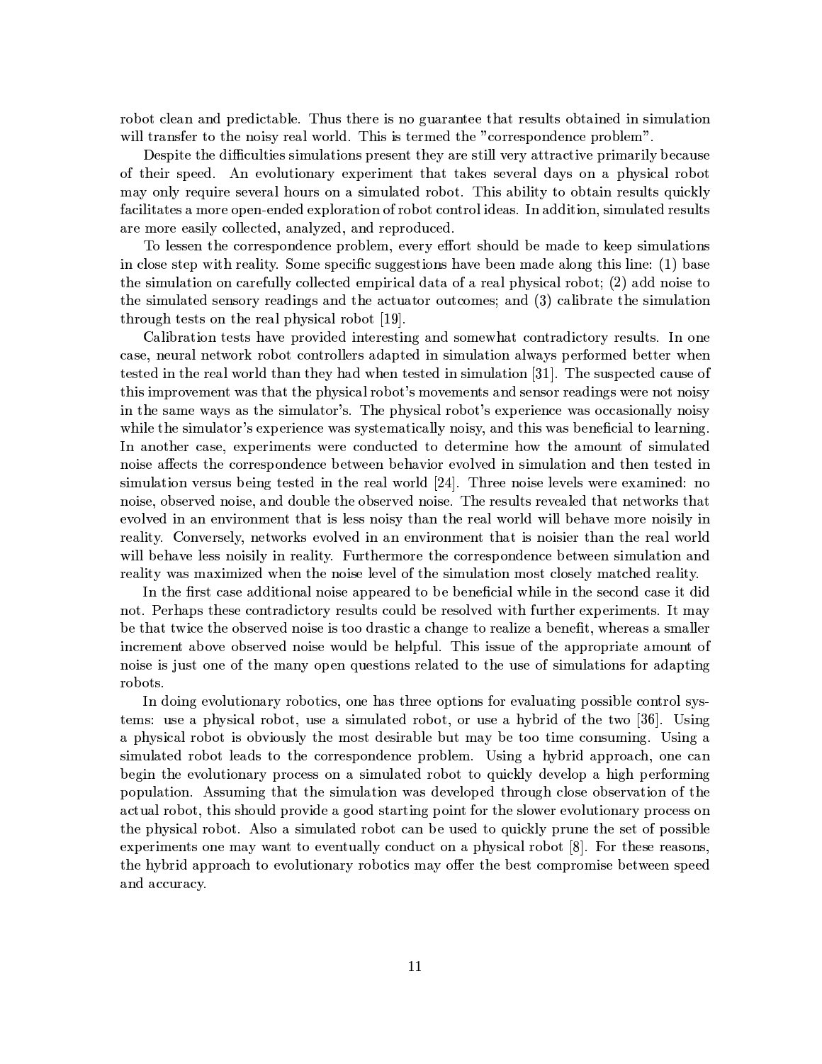robot clean and predictable. Thus there is no guarantee that results obtained in simulation will transfer to the noisy real world. This is termed the "correspondence problem".

Despite the difficulties simulations present they are still very attractive primarily because of their speed. An evolutionary experiment that takes several days on a physical robot may only require several hours on a simulated robot. This ability to obtain results quickly facilitates a more open-ended exploration of robot control ideas. In addition, simulated results are more easily collected, analyzed, and reproduced.

To lessen the correspondence problem, every effort should be made to keep simulations in close step with reality. Some specific suggestions have been made along this line: (1) base the simulation on carefully collected empirical data of a real physical robot; (2) add noise to the simulated sensory readings and the actuator outcomes; and (3) calibrate the simulation through tests on the real physical robot [19].

Calibration tests have provided interesting and somewhat contradictory results. In one case, neural network robot controllers adapted in simulation always performed better when tested in the real world than they had when tested in simulation [31]. The suspected cause of this improvement was that the physical robot's movements and sensor readings were not noisy in the same ways as the simulator's. The physical robot's experience was occasionally noisy while the simulator's experience was systematically noisy, and this was beneficial to learning. In another case, experiments were conducted to determine how the amount of simulated noise affects the correspondence between behavior evolved in simulation and then tested in simulation versus being tested in the real world [24]. Three noise levels were examined: no noise, observed noise, and double the observed noise. The results revealed that networks that evolved in an environment that is less noisy than the real world will behave more noisily in reality. Conversely, networks evolved in an environment that is noisier than the real world will behave less noisily in reality. Furthermore the correspondence between simulation and reality was maximized when the noise level of the simulation most closely matched reality.

In the first case additional noise appeared to be beneficial while in the second case it did not. Perhaps these contradictory results could be resolved with further experiments. It may be that twice the observed noise is too drastic a change to realize a benefit, whereas a smaller increment above observed noise would be helpful. This issue of the appropriate amount of noise is just one of the many open questions related to the use of simulations for adapting robots.

In doing evolutionary robotics, one has three options for evaluating possible control systems: use a physical robot, use a simulated robot, or use a hybrid of the two [36]. Using a physical robot is obviously the most desirable but may be too time consuming. Using a simulated robot leads to the correspondence problem. Using a hybrid approach, one can begin the evolutionary process on a simulated robot to quickly develop a high performing population. Assuming that the simulation was developed through close observation of the actual robot, this should provide a good starting point for the slower evolutionary process on the physical robot. Also a simulated robot can be used to quickly prune the set of possible experiments one may want to eventually conduct on a physical robot [8]. For these reasons, the hybrid approach to evolutionary robotics may offer the best compromise between speed and accuracy.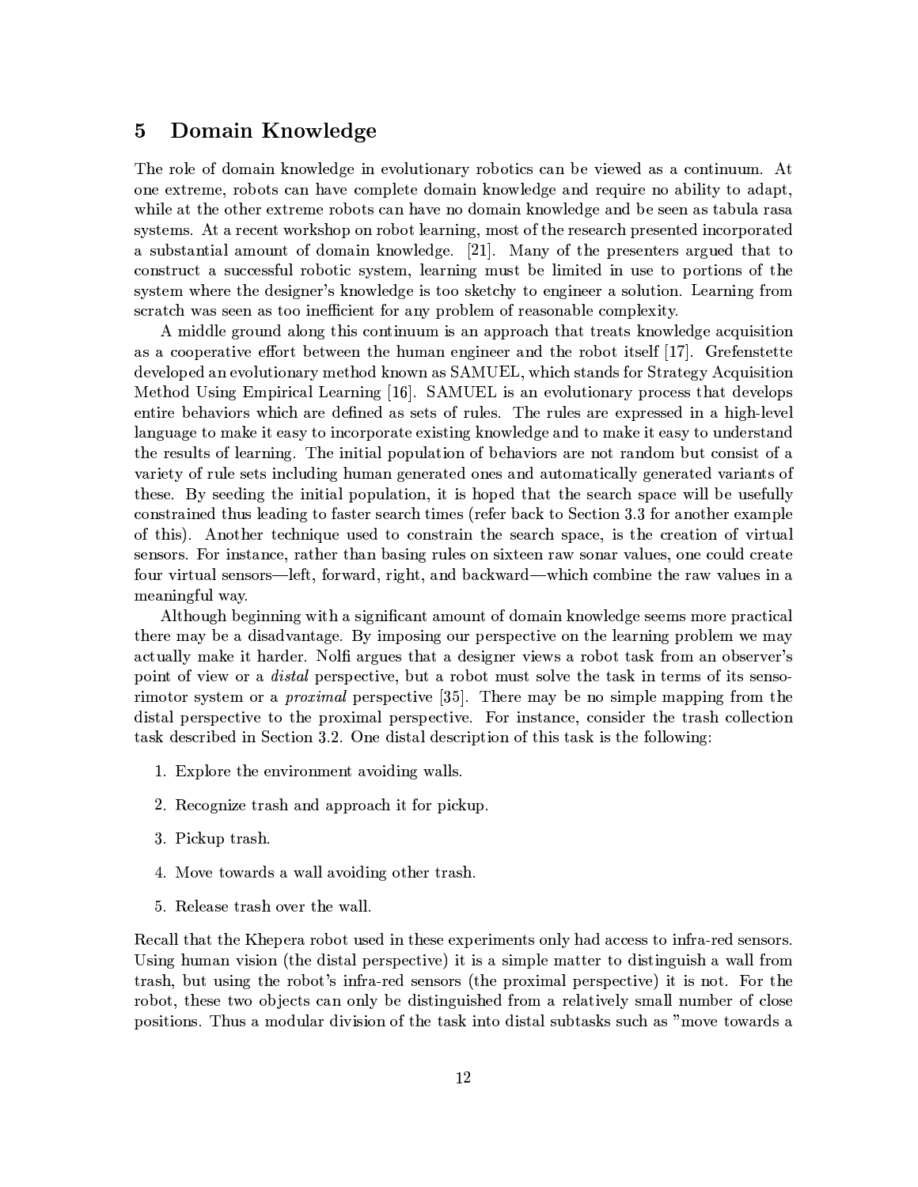## 5 Domain Knowledge

The role of domain knowledge in evolutionary robotics can be viewed as a continuum. At one extreme, robots can have complete domain knowledge and require no ability to adapt, while at the other extreme robots can have no domain knowledge and be seen as tabula rasa systems. At a recent workshop on robot learning, most of the research presented incorporated a substantial amount of domain knowledge. [21]. Many of the presenters argued that to construct a successful robotic system, learning must be limited in use to portions of the system where the designer's knowledge is too sketchy to engineer a solution. Learning from scratch was seen as too inefficient for any problem of reasonable complexity.

A middle ground along this continuum is an approach that treats knowledge acquisition as a cooperative effort between the human engineer and the robot itself [17]. Grefenstette developed an evolutionary method known as SAMUEL, which stands for Strategy Acquisition Method Using Empirical Learning [16]. SAMUEL is an evolutionary process that develops entire behaviors which are defined as sets of rules. The rules are expressed in a high-level language to make it easy to incorporate existing knowledge and to make it easy to understand the results of learning. The initial population of behaviors are not random but consist of a variety of rule sets including human generated ones and automatically generated variants of these. By seeding the initial population, it is hoped that the search space will be usefully constrained thus leading to faster search times (refer back to Section 3.3 for another example of this). Another technique used to constrain the search space, is the creation of virtual sensors. For instance, rather than basing rules on sixteen raw sonar values, one could create four virtual sensors—left, forward, right, and backward—which combine the raw values in a meaningful way.

Although beginning with a significant amount of domain knowledge seems more practical there may be a disadvantage. By imposing our perspective on the learning problem we may actually make it harder. Nolfi argues that a designer views a robot task from an observer's point of view or a *distal* perspective, but a robot must solve the task in terms of its sensorimotor system or a *proximal* perspective [35]. There may be no simple mapping from the distal perspective to the proximal perspective. For instance, consider the trash collection task described in Section 3.2. One distal description of this task is the following:

1. Explore the environment avoiding walls.
2. Recognize trash and approach it for pickup.
3. Pickup trash.
4. Move towards a wall avoiding other trash.
5. Release trash over the wall.

Recall that the Khepera robot used in these experiments only had access to infra-red sensors. Using human vision (the distal perspective) it is a simple matter to distinguish a wall from trash, but using the robot's infra-red sensors (the proximal perspective) it is not. For the robot, these two objects can only be distinguished from a relatively small number of close positions. Thus a modular division of the task into distal subtasks such as "move towards a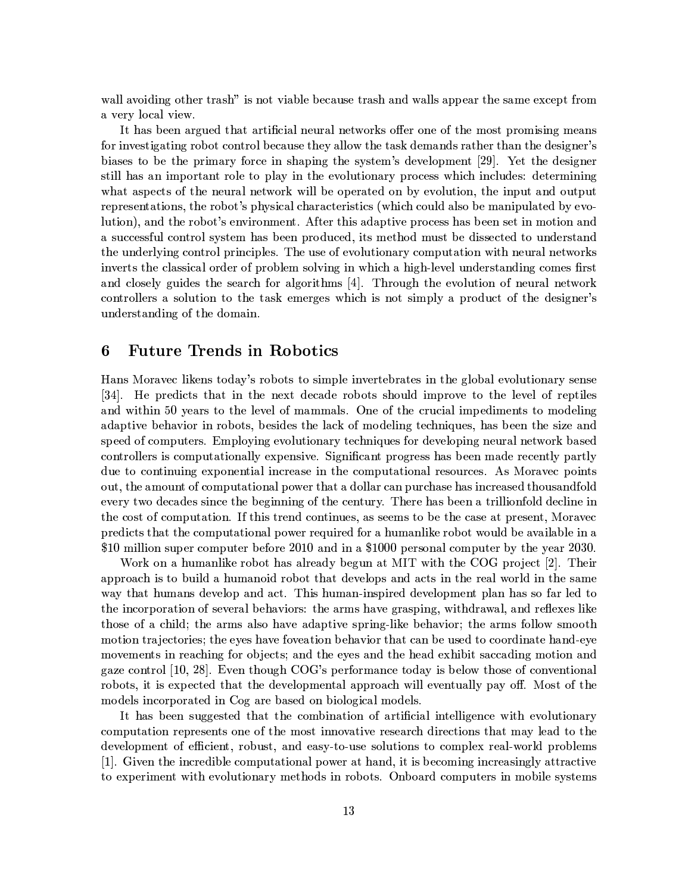wall avoiding other trash" is not viable because trash and walls appear the same except from a very local view.

It has been argued that artificial neural networks offer one of the most promising means for investigating robot control because they allow the task demands rather than the designer's biases to be the primary force in shaping the system's development [29]. Yet the designer still has an important role to play in the evolutionary process which includes: determining what aspects of the neural network will be operated on by evolution, the input and output representations, the robot's physical characteristics (which could also be manipulated by evolution), and the robot's environment. After this adaptive process has been set in motion and a successful control system has been produced, its method must be dissected to understand the underlying control principles. The use of evolutionary computation with neural networks inverts the classical order of problem solving in which a high-level understanding comes first and closely guides the search for algorithms [4]. Through the evolution of neural network controllers a solution to the task emerges which is not simply a product of the designer's understanding of the domain.

# 6 Future Trends in Robotics

Hans Moravec likens today's robots to simple invertebrates in the global evolutionary sense [34]. He predicts that in the next decade robots should improve to the level of reptiles and within 50 years to the level of mammals. One of the crucial impediments to modeling adaptive behavior in robots, besides the lack of modeling techniques, has been the size and speed of computers. Employing evolutionary techniques for developing neural network based controllers is computationally expensive. Significant progress has been made recently partly due to continuing exponential increase in the computational resources. As Moravec points out, the amount of computational power that a dollar can purchase has increased thousandfold every two decades since the beginning of the century. There has been a trillionfold decline in the cost of computation. If this trend continues, as seems to be the case at present, Moravec predicts that the computational power required for a humanlike robot would be available in a $10 million super computer before 2010 and in a $1000 personal computer by the year 2030.

Work on a humanlike robot has already begun at MIT with the COG project [2]. Their approach is to build a humanoid robot that develops and acts in the real world in the same way that humans develop and act. This human-inspired development plan has so far led to the incorporation of several behaviors: the arms have grasping, withdrawal, and reflexes like those of a child; the arms also have adaptive spring-like behavior; the arms follow smooth motion trajectories; the eyes have foveation behavior that can be used to coordinate hand-eye movements in reaching for objects; and the eyes and the head exhibit saccading motion and gaze control [10, 28]. Even though COG's performance today is below those of conventional robots, it is expected that the developmental approach will eventually pay off. Most of the models incorporated in Cog are based on biological models.

It has been suggested that the combination of artificial intelligence with evolutionary computation represents one of the most innovative research directions that may lead to the development of efficient, robust, and easy-to-use solutions to complex real-world problems [1]. Given the incredible computational power at hand, it is becoming increasingly attractive to experiment with evolutionary methods in robots. Onboard computers in mobile systems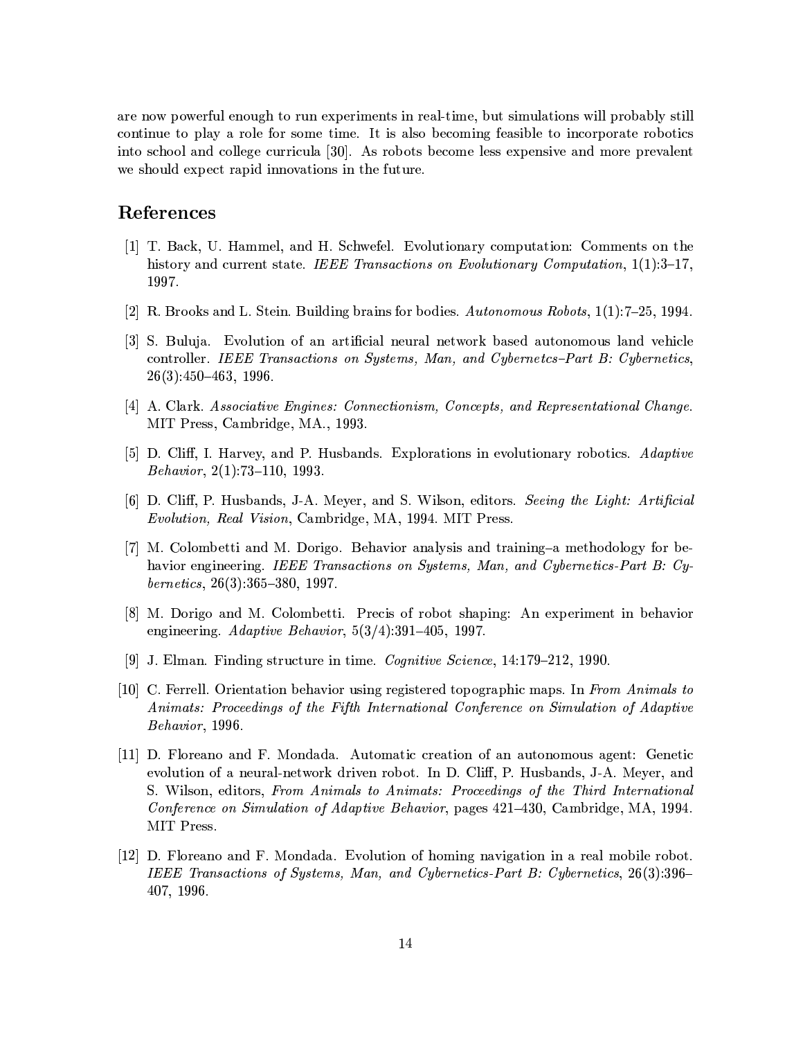are now powerful enough to run experiments in real-time, but simulations will probably still continue to play a role for some time. It is also becoming feasible to incorporate robotics into school and college curricula [30]. As robots become less expensive and more prevalent we should expect rapid innovations in the future.

## References

[1] T. Back, U. Hammel, and H. Schwefel. Evolutionary computation: Comments on the history and current state. *IEEE Transactions on Evolutionary Computation*, 1(1):3–17, 1997.

[2] R. Brooks and L. Stein. Building brains for bodies. *Autonomous Robots*, 1(1):7–25, 1994.

[3] S. Buluja. Evolution of an artificial neural network based autonomous land vehicle controller. *IEEE Transactions on Systems, Man, and Cybernetcs–Part B: Cybernetics*, 26(3):450–463, 1996.

[4] A. Clark. *Associative Engines: Connectionism, Concepts, and Representational Change*. MIT Press, Cambridge, MA., 1993.

[5] D. Cliff, I. Harvey, and P. Husbands. Explorations in evolutionary robotics. *Adaptive Behavior*, 2(1):73–110, 1993.

[6] D. Cliff, P. Husbands, J-A. Meyer, and S. Wilson, editors. *Seeing the Light: Artificial Evolution, Real Vision*, Cambridge, MA, 1994. MIT Press.

[7] M. Colombetti and M. Dorigo. Behavior analysis and training–a methodology for behavior engineering. *IEEE Transactions on Systems, Man, and Cybernetics-Part B: Cybernetics*, 26(3):365–380, 1997.

[8] M. Dorigo and M. Colombetti. Precis of robot shaping: An experiment in behavior engineering. *Adaptive Behavior*, 5(3/4):391–405, 1997.

[9] J. Elman. Finding structure in time. *Cognitive Science*, 14:179–212, 1990.

[10] C. Ferrell. Orientation behavior using registered topographic maps. In *From Animals to Animats: Proceedings of the Fifth International Conference on Simulation of Adaptive Behavior*, 1996.

[11] D. Floreano and F. Mondada. Automatic creation of an autonomous agent: Genetic evolution of a neural-network driven robot. In D. Cliff, P. Husbands, J-A. Meyer, and S. Wilson, editors, *From Animals to Animats: Proceedings of the Third International Conference on Simulation of Adaptive Behavior*, pages 421–430, Cambridge, MA, 1994. MIT Press.

[12] D. Floreano and F. Mondada. Evolution of homing navigation in a real mobile robot. *IEEE Transactions of Systems, Man, and Cybernetics-Part B: Cybernetics*, 26(3):396–407, 1996.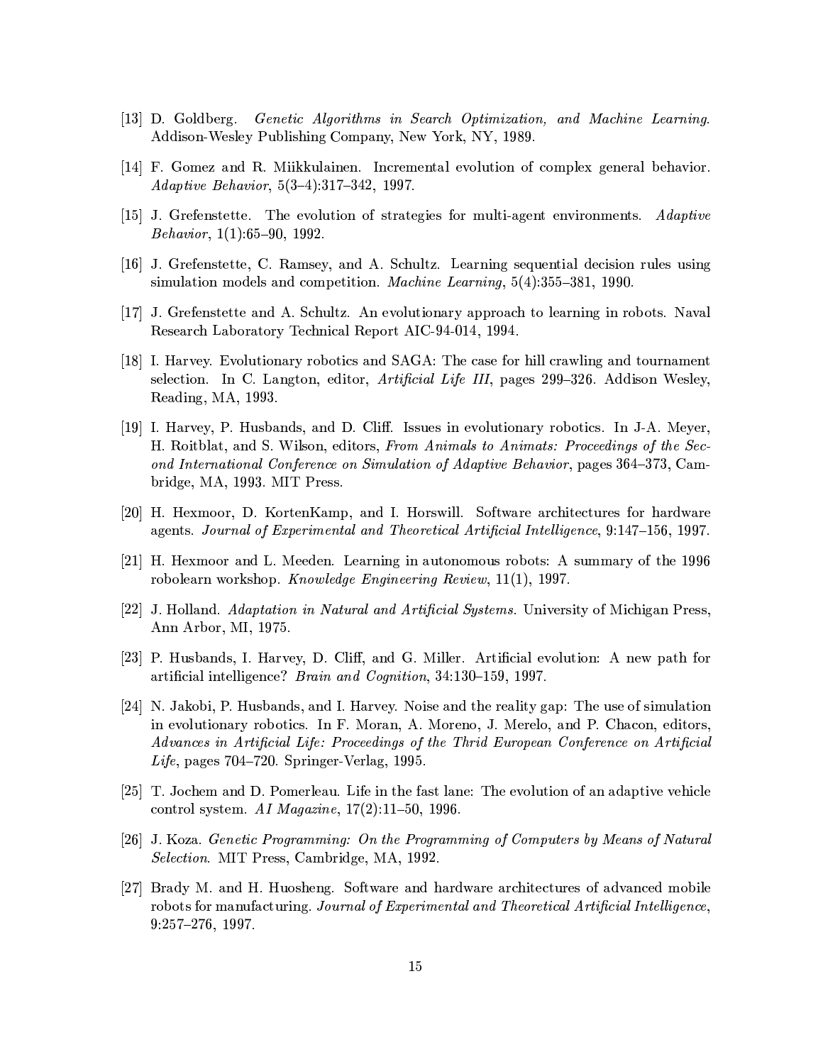[13] D. Goldberg. *Genetic Algorithms in Search Optimization, and Machine Learning*. Addison-Wesley Publishing Company, New York, NY, 1989.

[14] F. Gomez and R. Miikkulainen. Incremental evolution of complex general behavior. *Adaptive Behavior*, 5(3–4):317–342, 1997.

[15] J. Grefenstette. The evolution of strategies for multi-agent environments. *Adaptive Behavior*, 1(1):65–90, 1992.

[16] J. Grefenstette, C. Ramsey, and A. Schultz. Learning sequential decision rules using simulation models and competition. *Machine Learning*, 5(4):355–381, 1990.

[17] J. Grefenstette and A. Schultz. An evolutionary approach to learning in robots. Naval Research Laboratory Technical Report AIC-94-014, 1994.

[18] I. Harvey. Evolutionary robotics and SAGA: The case for hill crawling and tournament selection. In C. Langton, editor, *Artificial Life III*, pages 299–326. Addison Wesley, Reading, MA, 1993.

[19] I. Harvey, P. Husbands, and D. Cliff. Issues in evolutionary robotics. In J-A. Meyer, H. Roitblat, and S. Wilson, editors, *From Animals to Animats: Proceedings of the Second International Conference on Simulation of Adaptive Behavior*, pages 364–373, Cambridge, MA, 1993. MIT Press.

[20] H. Hexmoor, D. KortenKamp, and I. Horswill. Software architectures for hardware agents. *Journal of Experimental and Theoretical Artificial Intelligence*, 9:147–156, 1997.

[21] H. Hexmoor and L. Meeden. Learning in autonomous robots: A summary of the 1996 robolearn workshop. *Knowledge Engineering Review*, 11(1), 1997.

[22] J. Holland. *Adaptation in Natural and Artificial Systems*. University of Michigan Press, Ann Arbor, MI, 1975.

[23] P. Husbands, I. Harvey, D. Cliff, and G. Miller. Artificial evolution: A new path for artificial intelligence? *Brain and Cognition*, 34:130–159, 1997.

[24] N. Jakobi, P. Husbands, and I. Harvey. Noise and the reality gap: The use of simulation in evolutionary robotics. In F. Moran, A. Moreno, J. Merelo, and P. Chacon, editors, *Advances in Artificial Life: Proceedings of the Thrid European Conference on Artificial Life*, pages 704–720. Springer-Verlag, 1995.

[25] T. Jochem and D. Pomerleau. Life in the fast lane: The evolution of an adaptive vehicle control system. *AI Magazine*, 17(2):11–50, 1996.

[26] J. Koza. *Genetic Programming: On the Programming of Computers by Means of Natural Selection*. MIT Press, Cambridge, MA, 1992.

[27] Brady M. and H. Huosheng. Software and hardware architectures of advanced mobile robots for manufacturing. *Journal of Experimental and Theoretical Artificial Intelligence*, 9:257–276, 1997.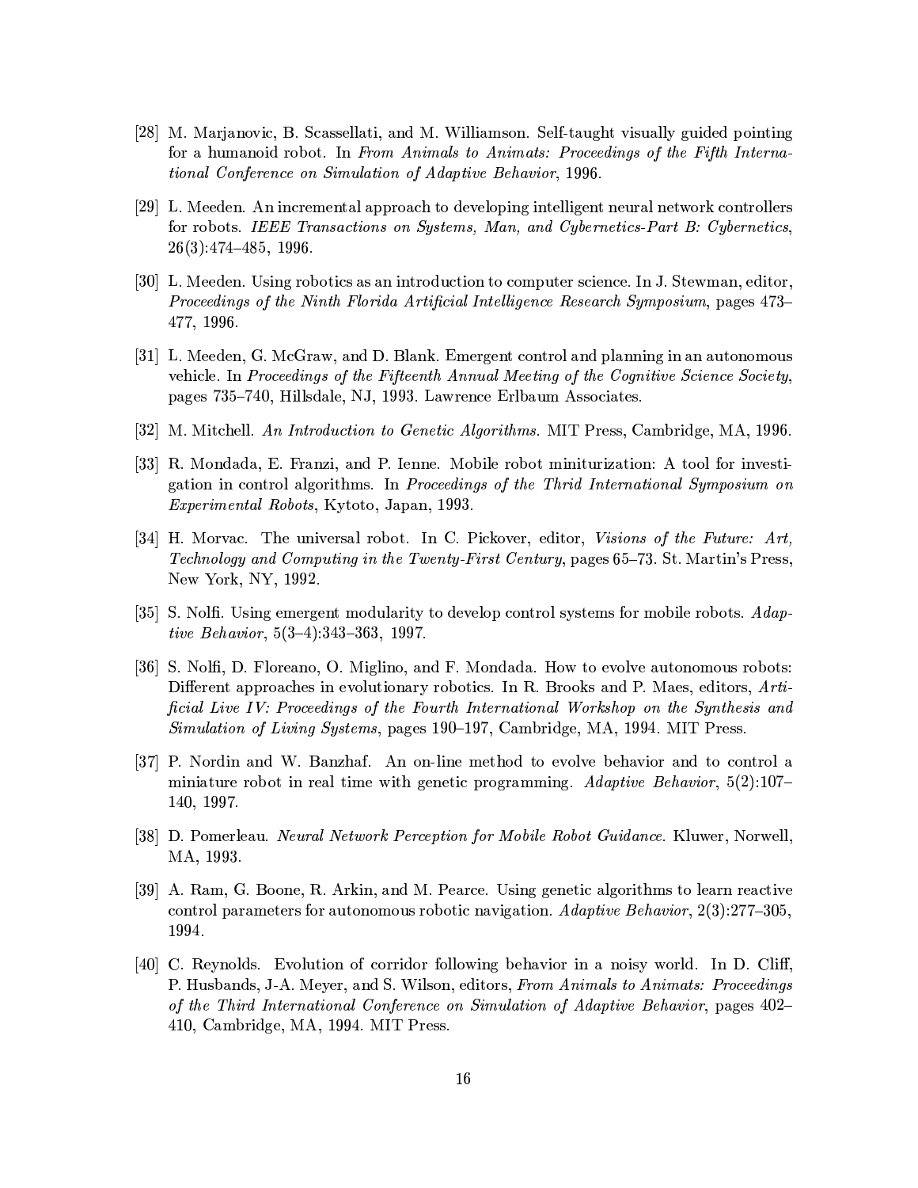[28] M. Marjanovic, B. Scassellati, and M. Williamson. Self-taught visually guided pointing for a humanoid robot. In *From Animals to Animats: Proceedings of the Fifth International Conference on Simulation of Adaptive Behavior*, 1996.

[29] L. Meeden. An incremental approach to developing intelligent neural network controllers for robots. *IEEE Transactions on Systems, Man, and Cybernetics-Part B: Cybernetics*, 26(3):474–485, 1996.

[30] L. Meeden. Using robotics as an introduction to computer science. In J. Stewman, editor, *Proceedings of the Ninth Florida Artificial Intelligence Research Symposium*, pages 473–477, 1996.

[31] L. Meeden, G. McGraw, and D. Blank. Emergent control and planning in an autonomous vehicle. In *Proceedings of the Fifteenth Annual Meeting of the Cognitive Science Society*, pages 735–740, Hillsdale, NJ, 1993. Lawrence Erlbaum Associates.

[32] M. Mitchell. *An Introduction to Genetic Algorithms.* MIT Press, Cambridge, MA, 1996.

[33] R. Mondada, E. Franzi, and P. Ienne. Mobile robot miniturization: A tool for investigation in control algorithms. In *Proceedings of the Thrid International Symposium on Experimental Robots*, Kytoto, Japan, 1993.

[34] H. Morvac. The universal robot. In C. Pickover, editor, *Visions of the Future: Art, Technology and Computing in the Twenty-First Century*, pages 65–73. St. Martin's Press, New York, NY, 1992.

[35] S. Nolfi. Using emergent modularity to develop control systems for mobile robots. *Adaptive Behavior*, 5(3–4):343–363, 1997.

[36] S. Nolfi, D. Floreano, O. Miglino, and F. Mondada. How to evolve autonomous robots: Different approaches in evolutionary robotics. In R. Brooks and P. Maes, editors, *Artificial Live IV: Proceedings of the Fourth International Workshop on the Synthesis and Simulation of Living Systems*, pages 190–197, Cambridge, MA, 1994. MIT Press.

[37] P. Nordin and W. Banzhaf. An on-line method to evolve behavior and to control a miniature robot in real time with genetic programming. *Adaptive Behavior*, 5(2):107–140, 1997.

[38] D. Pomerleau. *Neural Network Perception for Mobile Robot Guidance.* Kluwer, Norwell, MA, 1993.

[39] A. Ram, G. Boone, R. Arkin, and M. Pearce. Using genetic algorithms to learn reactive control parameters for autonomous robotic navigation. *Adaptive Behavior*, 2(3):277–305, 1994.

[40] C. Reynolds. Evolution of corridor following behavior in a noisy world. In D. Cliff, P. Husbands, J-A. Meyer, and S. Wilson, editors, *From Animals to Animats: Proceedings of the Third International Conference on Simulation of Adaptive Behavior*, pages 402–410, Cambridge, MA, 1994. MIT Press.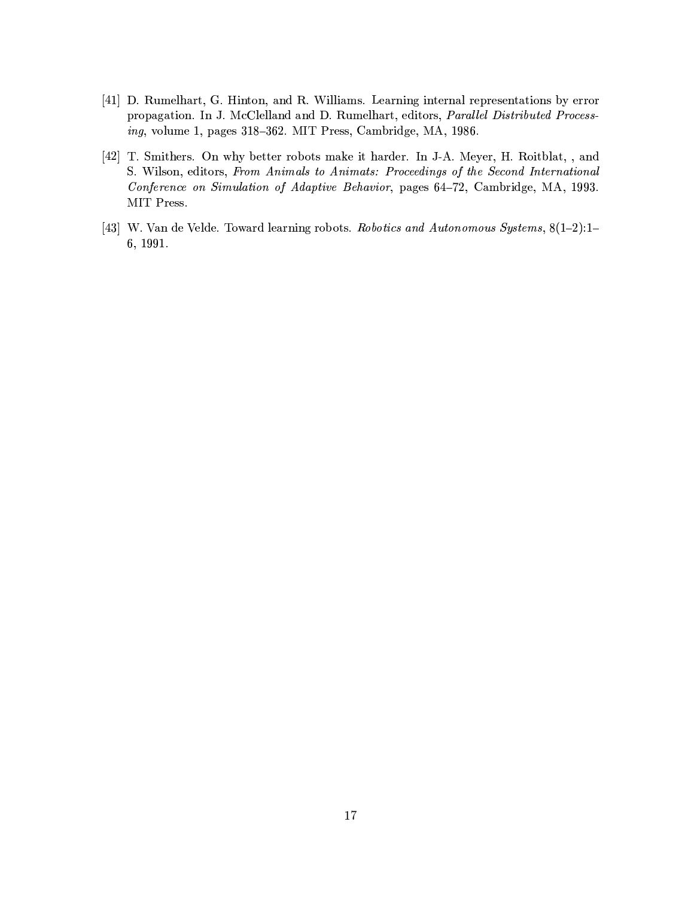[41] D. Rumelhart, G. Hinton, and R. Williams. Learning internal representations by error propagation. In J. McClelland and D. Rumelhart, editors, *Parallel Distributed Processing*, volume 1, pages 318–362. MIT Press, Cambridge, MA, 1986.

[42] T. Smithers. On why better robots make it harder. In J-A. Meyer, H. Roitblat, , and S. Wilson, editors, *From Animals to Animats: Proceedings of the Second International Conference on Simulation of Adaptive Behavior*, pages 64–72, Cambridge, MA, 1993. MIT Press.

[43] W. Van de Velde. Toward learning robots. *Robotics and Autonomous Systems*, 8(1–2):1–6, 1991.